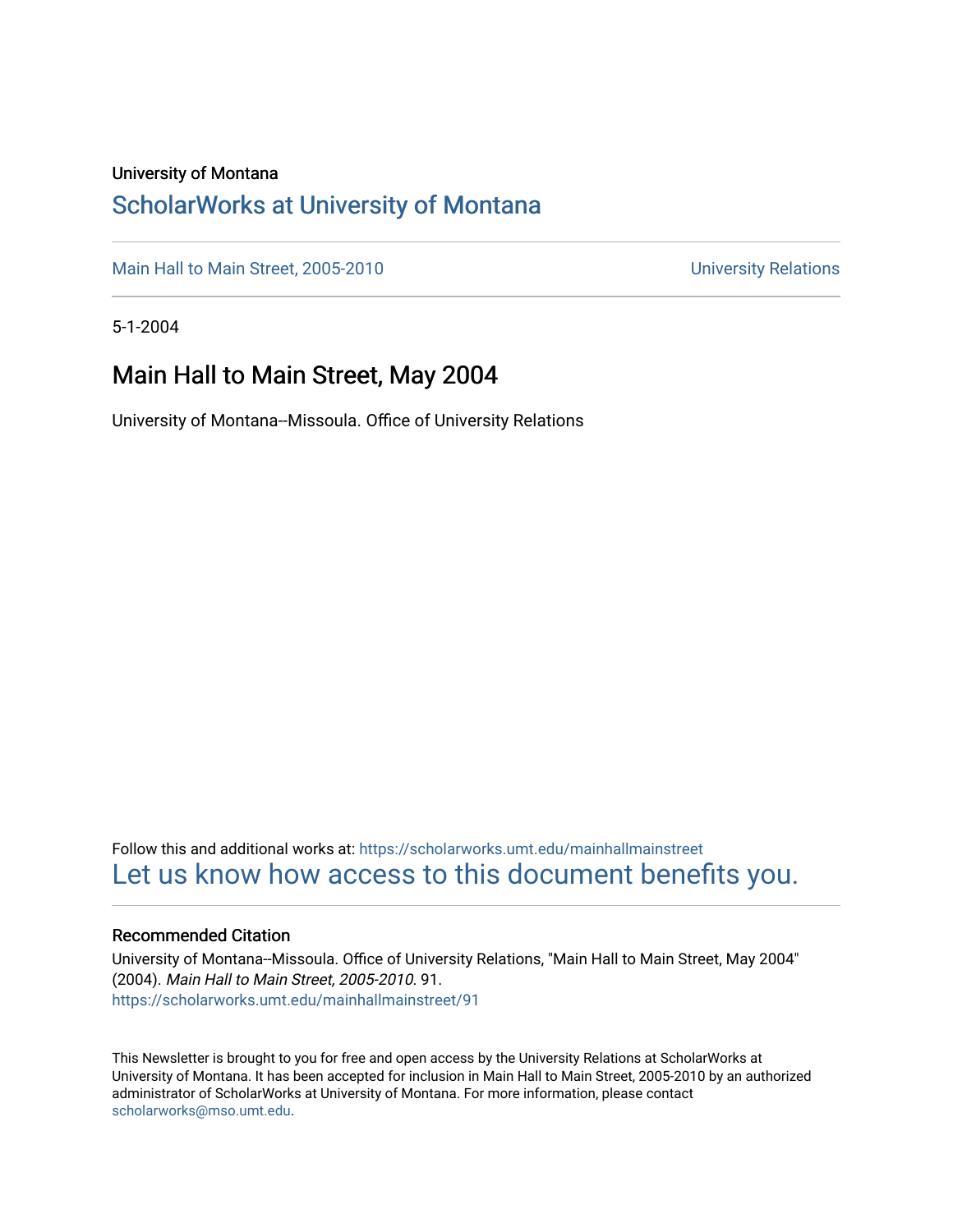University of Montana

# ScholarWorks at University of Montana

Main Hall to Main Street, 2005-2010 University Relations

5-1-2004

## Main Hall to Main Street, May 2004

University of Montana--Missoula. Office of University Relations

Follow this and additional works at: https://scholarworks.umt.edu/mainhallmainstreet

Let us know how access to this document benefits you.

### Recommended Citation

University of Montana--Missoula. Office of University Relations, "Main Hall to Main Street, May 2004" (2004). *Main Hall to Main Street, 2005-2010*. 91.
https://scholarworks.umt.edu/mainhallmainstreet/91

This Newsletter is brought to you for free and open access by the University Relations at ScholarWorks at University of Montana. It has been accepted for inclusion in Main Hall to Main Street, 2005-2010 by an authorized administrator of ScholarWorks at University of Montana. For more information, please contact scholarworks@mso.umt.edu.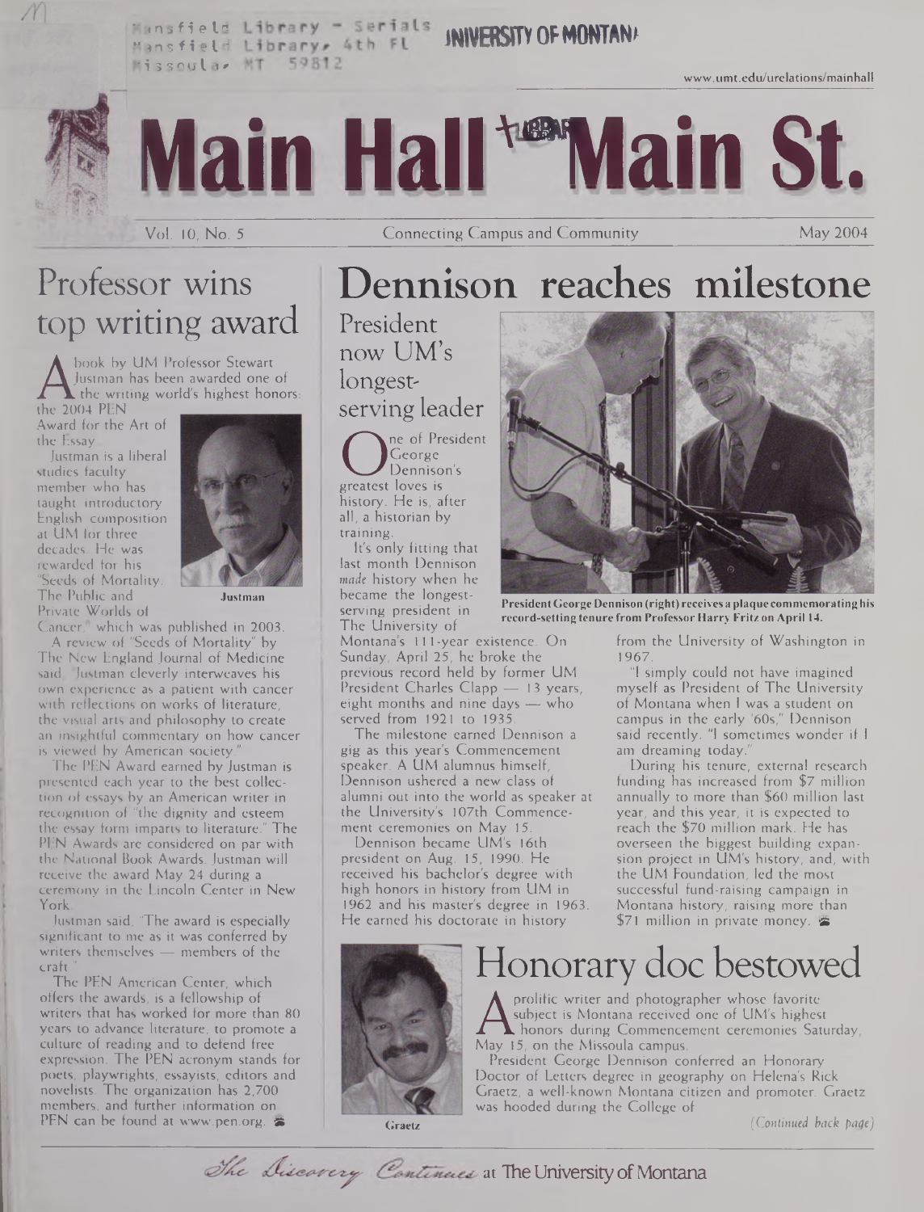Mansfield Library - Serials
Mansfield Library, 4th FL
Missoula, MT 59812

UNIVERSITY OF MONTANA

www.umt.edu/urelations/mainhall

# Main Hall to Main St.

Vol. 10, No. 5 — Connecting Campus and Community — May 2004

## Professor wins top writing award

A book by UM Professor Stewart Justman has been awarded one of the writing world's highest honors: the 2004 PEN Award for the Art of the Essay.

Justman is a liberal studies faculty member who has taught introductory English composition at UM for three decades. He was rewarded for his "Seeds of Mortality: The Public and Private Worlds of Cancer," which was published in 2003.

Justman

A review of "Seeds of Mortality" by The New England Journal of Medicine said, "Justman cleverly interweaves his own experience as a patient with cancer with reflections on works of literature, the visual arts and philosophy to create an insightful commentary on how cancer is viewed by American society."

The PEN Award earned by Justman is presented each year to the best collection of essays by an American writer in recognition of "the dignity and esteem the essay form imparts to literature." The PEN Awards are considered on par with the National Book Awards. Justman will receive the award May 24 during a ceremony in the Lincoln Center in New York.

Justman said, "The award is especially significant to me as it was conferred by writers themselves — members of the craft."

The PEN American Center, which offers the awards, is a fellowship of writers that has worked for more than 80 years to advance literature, to promote a culture of reading and to defend free expression. The PEN acronym stands for poets, playwrights, essayists, editors and novelists. The organization has 2,700 members, and further information on PEN can be found at www.pen.org.

## Dennison reaches milestone

### President now UM's longest-serving leader

One of President George Dennison's greatest loves is history. He is, after all, a historian by training.

It's only fitting that last month Dennison *made* history when he became the longest-serving president in The University of Montana's 111-year existence. On Sunday, April 25, he broke the previous record held by former UM President Charles Clapp — 13 years, eight months and nine days — who served from 1921 to 1935.

President George Dennison (right) receives a plaque commemorating his record-setting tenure from Professor Harry Fritz on April 14.

The milestone earned Dennison a gig as this year's Commencement speaker. A UM alumnus himself, Dennison ushered a new class of alumni out into the world as speaker at the University's 107th Commencement ceremonies on May 15.

Dennison became UM's 16th president on Aug. 15, 1990. He received his bachelor's degree with high honors in history from UM in 1962 and his master's degree in 1963. He earned his doctorate in history from the University of Washington in 1967.

"I simply could not have imagined myself as President of The University of Montana when I was a student on campus in the early '60s," Dennison said recently. "I sometimes wonder if I am dreaming today."

During his tenure, external research funding has increased from $7 million annually to more than $60 million last year, and this year, it is expected to reach the $70 million mark. He has overseen the biggest building expansion project in UM's history, and, with the UM Foundation, led the most successful fund-raising campaign in Montana history, raising more than $71 million in private money.

## Honorary doc bestowed

Graetz

A prolific writer and photographer whose favorite subject is Montana received one of UM's highest honors during Commencement ceremonies Saturday, May 15, on the Missoula campus.

President George Dennison conferred an Honorary Doctor of Letters degree in geography on Helena's Rick Graetz, a well-known Montana citizen and promoter. Graetz was hooded during the College of

*(Continued back page)*

*The Discovery Continues* at The University of Montana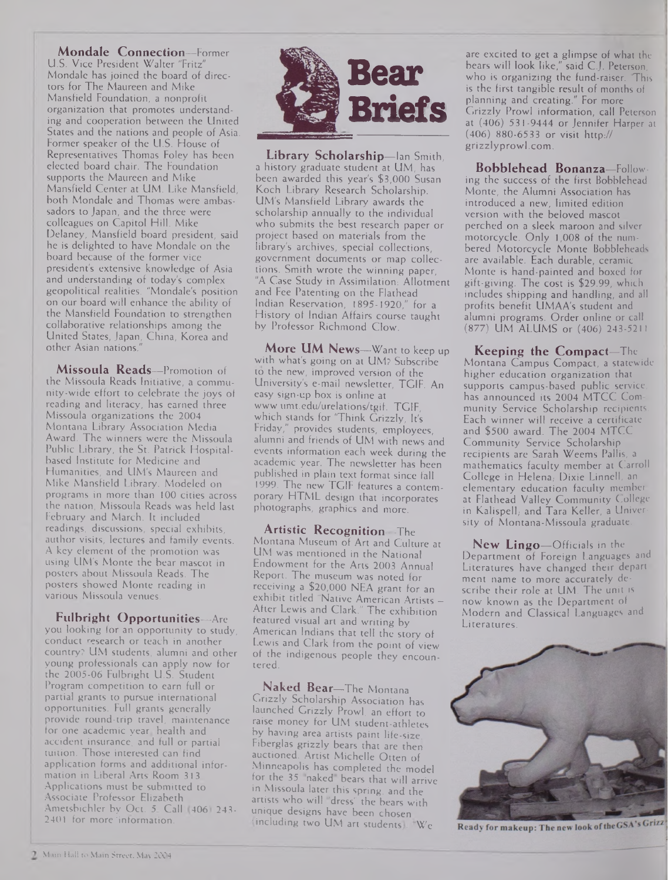# Bear Briefs

**Mondale Connection**—Former U.S. Vice President Walter "Fritz" Mondale has joined the board of directors for The Maureen and Mike Mansfield Foundation, a nonprofit organization that promotes understanding and cooperation between the United States and the nations and people of Asia. Former speaker of the U.S. House of Representatives Thomas Foley has been elected board chair. The Foundation supports the Maureen and Mike Mansfield Center at UM. Like Mansfield, both Mondale and Thomas were ambassadors to Japan, and the three were colleagues on Capitol Hill. Mike Delaney, Mansfield board president, said he is delighted to have Mondale on the board because of the former vice president's extensive knowledge of Asia and understanding of today's complex geopolitical realities. "Mondale's position on our board will enhance the ability of the Mansfield Foundation to strengthen collaborative relationships among the United States, Japan, China, Korea and other Asian nations."

**Missoula Reads**—Promotion of the Missoula Reads Initiative, a community-wide effort to celebrate the joys of reading and literacy, has earned three Missoula organizations the 2004 Montana Library Association Media Award. The winners were the Missoula Public Library, the St. Patrick Hospital-based Institute for Medicine and Humanities, and UM's Maureen and Mike Mansfield Library. Modeled on programs in more than 100 cities across the nation, Missoula Reads was held last February and March. It included readings, discussions, special exhibits, author visits, lectures and family events. A key element of the promotion was using UM's Monte the bear mascot in posters about Missoula Reads. The posters showed Monte reading in various Missoula venues.

**Fulbright Opportunities**—Are you looking for an opportunity to study, conduct research or teach in another country? UM students, alumni and other young professionals can apply now for the 2005-06 Fulbright U.S. Student Program competition to earn full or partial grants to pursue international opportunities. Full grants generally provide round-trip travel, maintenance for one academic year, health and accident insurance, and full or partial tuition. Those interested can find application forms and additional information in Liberal Arts Room 313. Applications must be submitted to Associate Professor Elizabeth Ametsbichler by Oct. 5. Call (406) 243-2401 for more information.

**Library Scholarship**—Ian Smith, a history graduate student at UM, has been awarded this year's $3,000 Susan Koch Library Research Scholarship. UM's Mansfield Library awards the scholarship annually to the individual who submits the best research paper or project based on materials from the library's archives, special collections, government documents or map collections. Smith wrote the winning paper, "A Case Study in Assimilation: Allotment and Fee Patenting on the Flathead Indian Reservation, 1895-1920," for a History of Indian Affairs course taught by Professor Richmond Clow.

**More UM News**—Want to keep up with what's going on at UM? Subscribe to the new, improved version of the University's e-mail newsletter, TGIF. An easy sign-up box is online at www.umt.edu/urelations/tgif. TGIF, which stands for "Think Grizzly, It's Friday," provides students, employees, alumni and friends of UM with news and events information each week during the academic year. The newsletter has been published in plain text format since fall 1999. The new TGIF features a contemporary HTML design that incorporates photographs, graphics and more.

**Artistic Recognition**—The Montana Museum of Art and Culture at UM was mentioned in the National Endowment for the Arts 2003 Annual Report. The museum was noted for receiving a $20,000 NEA grant for an exhibit titled "Native American Artists – After Lewis and Clark." The exhibition featured visual art and writing by American Indians that tell the story of Lewis and Clark from the point of view of the indigenous people they encountered.

**Naked Bear**—The Montana Grizzly Scholarship Association has launched Grizzly Prowl, an effort to raise money for UM student-athletes by having area artists paint life-size Fiberglas grizzly bears that are then auctioned. Artist Michelle Otten of Minneapolis has completed the model for the 35 "naked" bears that will arrive in Missoula later this spring, and the artists who will "dress" the bears with unique designs have been chosen (including two UM art students). "We are excited to get a glimpse of what the bears will look like," said C.J. Peterson, who is organizing the fund-raiser. "This is the first tangible result of months of planning and creating." For more Grizzly Prowl information, call Peterson at (406) 531-9444 or Jennifer Harper at (406) 880-6533 or visit http://grizzlyprowl.com.

**Bobblehead Bonanza**—Following the success of the first Bobblehead Monte, the Alumni Association has introduced a new, limited edition version with the beloved mascot perched on a sleek maroon and silver motorcycle. Only 1,008 of the numbered Motorcycle Monte Bobbleheads are available. Each durable, ceramic Monte is hand-painted and boxed for gift-giving. The cost is $29.99, which includes shipping and handling, and all profits benefit UMAA's student and alumni programs. Order online or call (877) UM ALUMS or (406) 243-5211.

**Keeping the Compact**—The Montana Campus Compact, a statewide higher education organization that supports campus-based public service, has announced its 2004 MTCC Community Service Scholarship recipients. Each winner will receive a certificate and $500 award. The 2004 MTCC Community Service Scholarship recipients are Sarah Weems Pallis, a mathematics faculty member at Carroll College in Helena; Dixie Linnell, an elementary education faculty member at Flathead Valley Community College in Kalispell; and Tara Keller, a University of Montana-Missoula graduate.

**New Lingo**—Officials in the Department of Foreign Languages and Literatures have changed their department name to more accurately describe their role at UM. The unit is now known as the Department of Modern and Classical Languages and Literatures.

Ready for makeup: The new look of the GSA's Grizz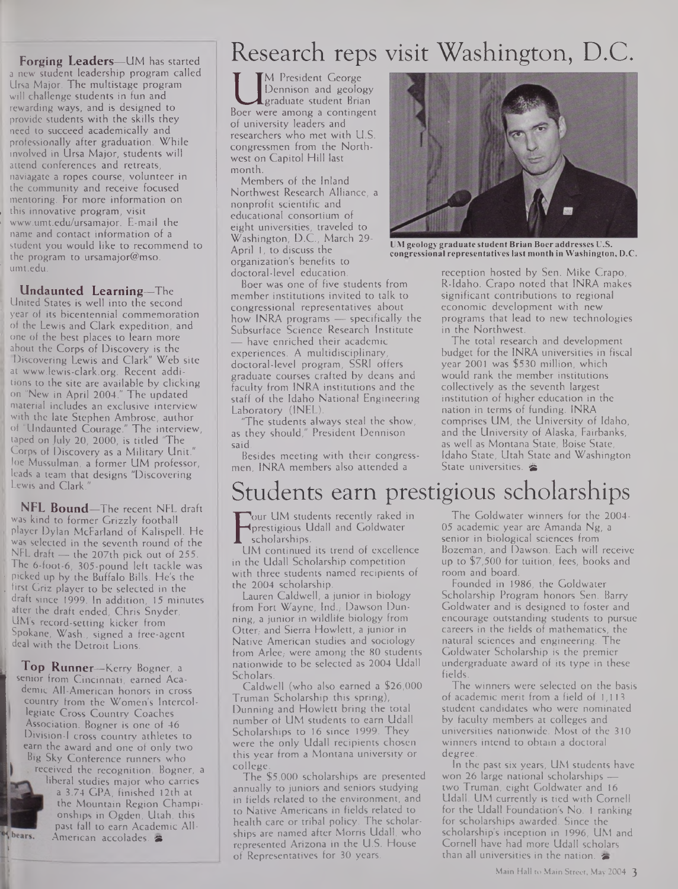**Forging Leaders**—UM has started a new student leadership program called Ursa Major. The multistage program will challenge students in fun and rewarding ways, and is designed to provide students with the skills they need to succeed academically and professionally after graduation. While involved in Ursa Major, students will attend conferences and retreats, naviagate a ropes course, volunteer in the community and receive focused mentoring. For more information on this innovative program, visit www.umt.edu/ursamajor. E-mail the name and contact information of a student you would like to recommend to the program to ursamajor@mso.umt.edu.

**Undaunted Learning**—The United States is well into the second year of its bicentennial commemoration of the Lewis and Clark expedition, and one of the best places to learn more about the Corps of Discovery is the "Discovering Lewis and Clark" Web site at www.lewis-clark.org. Recent additions to the site are available by clicking on "New in April 2004." The updated material includes an exclusive interview with the late Stephen Ambrose, author of "Undaunted Courage." The interview, taped on July 20, 2000, is titled "The Corps of Discovery as a Military Unit." Joe Mussulman, a former UM professor, leads a team that designs "Discovering Lewis and Clark."

**NFL Bound**—The recent NFL draft was kind to former Grizzly football player Dylan McFarland of Kalispell. He was selected in the seventh round of the NFL draft — the 207th pick out of 255. The 6-foot-6, 305-pound left tackle was picked up by the Buffalo Bills. He's the first Griz player to be selected in the draft since 1999. In addition, 15 minutes after the draft ended, Chris Snyder, UM's record-setting kicker from Spokane, Wash., signed a free-agent deal with the Detroit Lions.

**Top Runner**—Kerry Bogner, a senior from Cincinnati, earned Academic All-American honors in cross country from the Women's Intercollegiate Cross Country Coaches Association. Bogner is one of 46 Division-I cross country athletes to earn the award and one of only two Big Sky Conference runners who received the recognition. Bogner, a liberal studies major who carries a 3.74 GPA, finished 12th at the Mountain Region Championships in Ogden, Utah, this past fall to earn Academic All-American accolades.

# Research reps visit Washington, D.C.

UM President George Dennison and geology graduate student Brian Boer were among a contingent of university leaders and researchers who met with U.S. congressmen from the Northwest on Capitol Hill last month.

Members of the Inland Northwest Research Alliance, a nonprofit scientific and educational consortium of eight universities, traveled to Washington, D.C., March 29-April 1, to discuss the organization's benefits to doctoral-level education.

UM geology graduate student Brian Boer addresses U.S. congressional representatives last month in Washington, D.C.

Boer was one of five students from member institutions invited to talk to congressional representatives about how INRA programs — specifically the Subsurface Science Research Institute — have enriched their academic experiences. A multidisciplinary, doctoral-level program, SSRI offers graduate courses crafted by deans and faculty from INRA institutions and the staff of the Idaho National Engineering Laboratory (INEL).

"The students always steal the show, as they should," President Dennison said.

Besides meeting with their congressmen, INRA members also attended a reception hosted by Sen. Mike Crapo, R-Idaho. Crapo noted that INRA makes significant contributions to regional economic development with new programs that lead to new technologies in the Northwest.

The total research and development budget for the INRA universities in fiscal year 2001 was $530 million, which would rank the member institutions collectively as the seventh largest institution of higher education in the nation in terms of funding. INRA comprises UM, the University of Idaho, and the University of Alaska, Fairbanks, as well as Montana State, Boise State, Idaho State, Utah State and Washington State universities.

# Students earn prestigious scholarships

Four UM students recently raked in prestigious Udall and Goldwater scholarships.

UM continued its trend of excellence in the Udall Scholarship competition with three students named recipients of the 2004 scholarship.

Lauren Caldwell, a junior in biology from Fort Wayne, Ind.; Dawson Dunning, a junior in wildlife biology from Otter; and Sierra Howlett, a junior in Native American studies and sociology from Arlee; were among the 80 students nationwide to be selected as 2004 Udall Scholars.

Caldwell (who also earned a $26,000 Truman Scholarship this spring), Dunning and Howlett bring the total number of UM students to earn Udall Scholarships to 16 since 1999. They were the only Udall recipients chosen this year from a Montana university or college.

The $5,000 scholarships are presented annually to juniors and seniors studying in fields related to the environment, and to Native Americans in fields related to health care or tribal policy. The scholarships are named after Morris Udall, who represented Arizona in the U.S. House of Representatives for 30 years.

The Goldwater winners for the 2004-05 academic year are Amanda Ng, a senior in biological sciences from Bozeman, and Dawson. Each will receive up to $7,500 for tuition, fees, books and room and board.

Founded in 1986, the Goldwater Scholarship Program honors Sen. Barry Goldwater and is designed to foster and encourage outstanding students to pursue careers in the fields of mathematics, the natural sciences and engineering. The Goldwater Scholarship is the premier undergraduate award of its type in these fields.

The winners were selected on the basis of academic merit from a field of 1,113 student candidates who were nominated by faculty members at colleges and universities nationwide. Most of the 310 winners intend to obtain a doctoral degree.

In the past six years, UM students have won 26 large national scholarships — two Truman, eight Goldwater and 16 Udall. UM currently is tied with Cornell for the Udall Foundation's No. 1 ranking for scholarships awarded. Since the scholarship's inception in 1996, UM and Cornell have had more Udall scholars than all universities in the nation.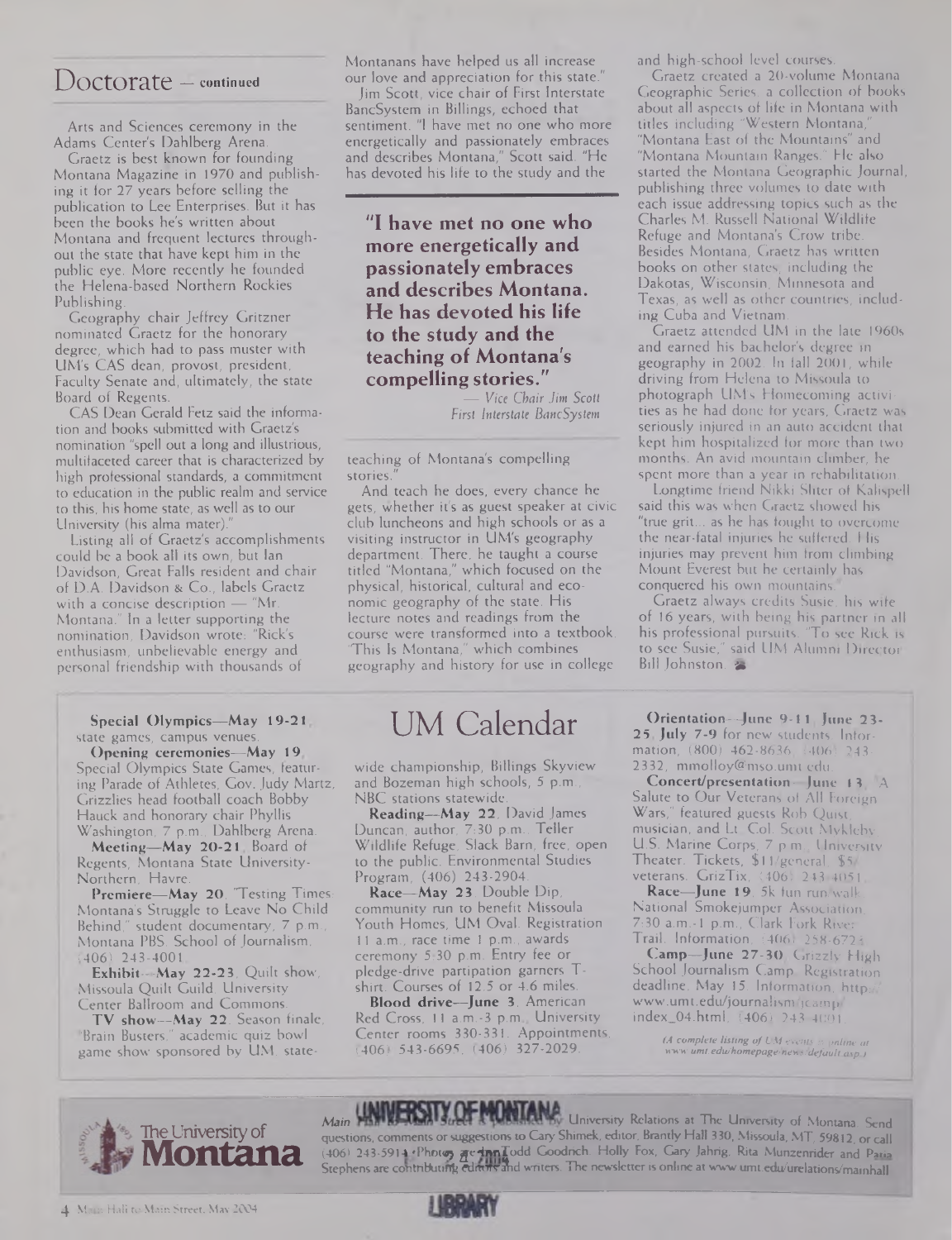## Doctorate — continued

Arts and Sciences ceremony in the Adams Center's Dahlberg Arena.

Graetz is best known for founding Montana Magazine in 1970 and publishing it for 27 years before selling the publication to Lee Enterprises. But it has been the books he's written about Montana and frequent lectures throughout the state that have kept him in the public eye. More recently he founded the Helena-based Northern Rockies Publishing.

Geography chair Jeffrey Gritzner nominated Graetz for the honorary degree, which had to pass muster with UM's CAS dean, provost, president, Faculty Senate and, ultimately, the state Board of Regents.

CAS Dean Gerald Fetz said the information and books submitted with Graetz's nomination "spell out a long and illustrious, multifaceted career that is characterized by high professional standards, a commitment to education in the public realm and service to this, his home state, as well as to our University (his alma mater)."

Listing all of Graetz's accomplishments could be a book all its own, but Ian Davidson, Great Falls resident and chair of D.A. Davidson & Co., labels Graetz with a concise description — "Mr. Montana." In a letter supporting the nomination, Davidson wrote: "Rick's enthusiasm, unbelievable energy and personal friendship with thousands of Montanans have helped us all increase our love and appreciation for this state."

Jim Scott, vice chair of First Interstate BancSystem in Billings, echoed that sentiment. "I have met no one who more energetically and passionately embraces and describes Montana," Scott said. "He has devoted his life to the study and the teaching of Montana's compelling stories."

> **"I have met no one who more energetically and passionately embraces and describes Montana. He has devoted his life to the study and the teaching of Montana's compelling stories."**
>
> *— Vice Chair Jim Scott*
> *First Interstate BancSystem*

And teach he does, every chance he gets, whether it's as guest speaker at civic club luncheons and high schools or as a visiting instructor in UM's geography department. There, he taught a course titled "Montana," which focused on the physical, historical, cultural and economic geography of the state. His lecture notes and readings from the course were transformed into a textbook, "This Is Montana," which combines geography and history for use in college and high-school level courses.

Graetz created a 20-volume Montana Geographic Series, a collection of books about all aspects of life in Montana with titles including "Western Montana," "Montana East of the Mountains" and "Montana Mountain Ranges." He also started the Montana Geographic Journal, publishing three volumes to date with each issue addressing topics such as the Charles M. Russell National Wildlife Refuge and Montana's Crow tribe. Besides Montana, Graetz has written books on other states, including the Dakotas, Wisconsin, Minnesota and Texas, as well as other countries, including Cuba and Vietnam.

Graetz attended UM in the late 1960s and earned his bachelor's degree in geography in 2002. In fall 2001, while driving from Helena to Missoula to photograph UM's Homecoming activities as he had done for years, Graetz was seriously injured in an auto accident that kept him hospitalized for more than two months. An avid mountain climber, he spent more than a year in rehabilitation.

Longtime friend Nikki Sliter of Kalispell said this was when Graetz showed his "true grit... as he has fought to overcome the near-fatal injuries he suffered. His injuries may prevent him from climbing Mount Everest but he certainly has conquered his own mountains."

Graetz always credits Susie, his wife of 16 years, with being his partner in all his professional pursuits. "To see Rick is to see Susie," said UM Alumni Director Bill Johnston.

# UM Calendar

**Special Olympics—May 19-21**, state games, campus venues.

**Opening ceremonies—May 19**, Special Olympics State Games, featuring Parade of Athletes, Gov. Judy Martz, Grizzlies head football coach Bobby Hauck and honorary chair Phyllis Washington, 7 p.m., Dahlberg Arena.

**Meeting—May 20-21**, Board of Regents, Montana State University-Northern, Havre.

**Premiere—May 20**, "Testing Times: Montana's Struggle to Leave No Child Behind," student documentary, 7 p.m., Montana PBS. School of Journalism, (406) 243-4001.

**Exhibit—May 22-23**, Quilt show, Missoula Quilt Guild, University Center Ballroom and Commons.

**TV show—May 22**, Season finale, "Brain Busters," academic quiz bowl game show sponsored by UM, statewide championship, Billings Skyview and Bozeman high schools, 5 p.m., NBC stations statewide.

**Reading—May 22**, David James Duncan, author, 7:30 p.m., Teller Wildlife Refuge, Slack Barn, free, open to the public. Environmental Studies Program, (406) 243-2904.

**Race—May 23**, Double Dip, community run to benefit Missoula Youth Homes, UM Oval. Registration 11 a.m., race time 1 p.m., awards ceremony 5:30 p.m. Entry fee or pledge-drive partipation garners T-shirt. Courses of 12.5 or 4.6 miles.

**Blood drive—June 3**, American Red Cross, 11 a.m.-3 p.m., University Center rooms 330-331. Appointments, (406) 543-6695, (406) 327-2029.

**Orientation—June 9-11, June 23-25, July 7-9** for new students. Information, (800) 462-8636, (406) 243-2332, mmolloy@mso.umt.edu.

**Concert/presentation—June 13**, "A Salute to Our Veterans of All Foreign Wars," featured guests Rob Quist, musician, and Lt. Col. Scott Mykleby, U.S. Marine Corps, 7 p.m., University Theater. Tickets, $11/general, $5/veterans. GrizTix, (406) 243-4051.

**Race—June 19**, 5k fun run/walk, National Smokejumper Association, 7:30 a.m.-1 p.m., Clark Fork River Trail. Information, (406) 258-6723.

**Camp—June 27-30**, Grizzly High School Journalism Camp. Registration deadline, May 15. Information, http://www.umt.edu/journalism/jcamp/index_04.html, (406) 243-4001.

*(A complete listing of UM events is online at www.umt.edu/homepage/news/default.asp.)*

The University of Montana

*Main Hall to Main Street* is published by University Relations at The University of Montana. Send questions, comments or suggestions to Cary Shimek, editor, Brantly Hall 330, Missoula, MT 59812, or call (406) 243-5914. Photos are by Todd Goodrich. Holly Fox, Gary Jahrig, Rita Munzenrider and Patia Stephens are contributing editors and writers. The newsletter is online at www.umt.edu/urelations/mainhall.